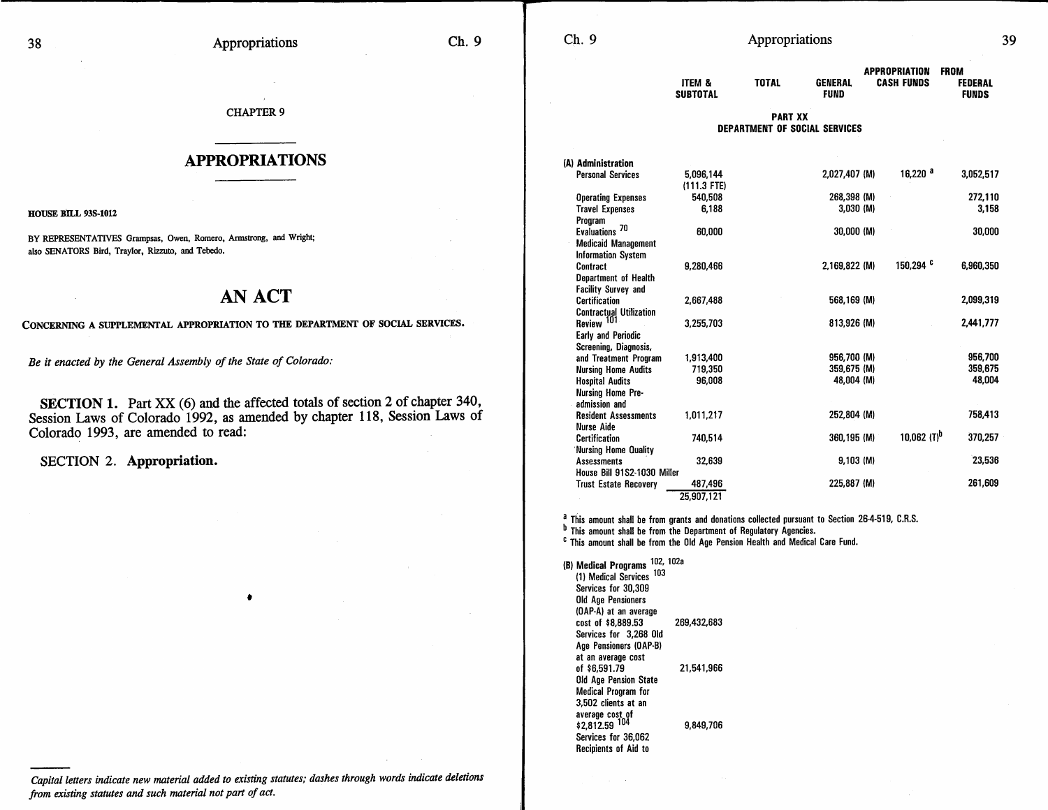CHAPTER 9

## APPROPRIATIONS

**HOUSE BILL 93S-1012**

BY REPRESENTATIVES Grampsas, Owen, Romero, Armstrong, and Wright; also SENATORS Bird, Traylor, Rizzuto, and Tebedo.

# AN ACT

CONCERNING A SUPPLEMENTAL APPROPRIATION TO THE DEPARTMENT OF SOCIAL SERVICES.

*Be it enacted by the General Assembly of the State of Colorado:*

**SECTION 1.** Part XX (6) and the affected totals of section 2 of chapter 340, Session Laws of Colorado 1992, as amended by chapter 118, Session Laws of Colorado 1993, are amended to read:

SECTION 2. **Appropriation.**

*Capital letters indicate new material added to existing statutes; dashes through words indicate deletions from existing statutes and such material not part of act.*

| | ITEM & SUBTOTAL | TOTAL | APPROPRIATION FROM GENERAL FUND | CASH FUNDS | FEDERAL FUNDS |
|---|---|---|---|---|---|

**PART XX**
**DEPARTMENT OF SOCIAL SERVICES**

| | ITEM & SUBTOTAL | TOTAL | GENERAL FUND | CASH FUNDS | FEDERAL FUNDS |
|---|---|---|---|---|---|
| **(A) Administration** | | | | | |
| Personal Services | 5,096,144 (111.3 FTE) | | 2,027,407 (M) | 16,220 [a] | 3,052,517 |
| Operating Expenses | 540,508 | | 268,398 (M) | | 272,110 |
| Travel Expenses | 6,188 | | 3,030 (M) | | 3,158 |
| Program Evaluations [70] | 60,000 | | 30,000 (M) | | 30,000 |
| Medicaid Management Information System Contract | 9,280,466 | | 2,169,822 (M) | 150,294 [c] | 6,960,350 |
| Department of Health Facility Survey and Certification | 2,667,488 | | 568,169 (M) | | 2,099,319 |
| Contractual Utilization Review [101] | 3,255,703 | | 813,926 (M) | | 2,441,777 |
| Early and Periodic Screening, Diagnosis, and Treatment Program | 1,913,400 | | 956,700 (M) | | 956,700 |
| Nursing Home Audits | 719,350 | | 359,675 (M) | | 359,675 |
| Hospital Audits | 96,008 | | 48,004 (M) | | 48,004 |
| Nursing Home Pre-admission and Resident Assessments | 1,011,217 | | 252,804 (M) | | 758,413 |
| Nurse Aide Certification | 740,514 | | 360,195 (M) | 10,062 (T)[b] | 370,257 |
| Nursing Home Quality Assessments | 32,639 | | 9,103 (M) | | 23,536 |
| House Bill 91S2-1030 Miller Trust Estate Recovery | 487,496 | | 225,887 (M) | | 261,609 |
| | 25,907,121 | | | | |

[a] This amount shall be from grants and donations collected pursuant to Section 26-4-519, C.R.S.
[b] This amount shall be from the Department of Regulatory Agencies.
[c] This amount shall be from the Old Age Pension Health and Medical Care Fund.

| | ITEM & SUBTOTAL | TOTAL | GENERAL FUND | CASH FUNDS | FEDERAL FUNDS |
|---|---|---|---|---|---|
| **(B) Medical Programs** [102, 102a] | | | | | |
| (1) Medical Services [103] | | | | | |
| Services for 30,309 Old Age Pensioners (OAP-A) at an average cost of $8,889.53 | 269,432,683 | | | | |
| Services for 3,268 Old Age Pensioners (OAP-B) at an average cost of $6,591.79 | 21,541,966 | | | | |
| Old Age Pension State Medical Program for 3,502 clients at an average cost of $2,812.59 [104] | 9,849,706 | | | | |
| Services for 36,062 Recipients of Aid to | | | | | |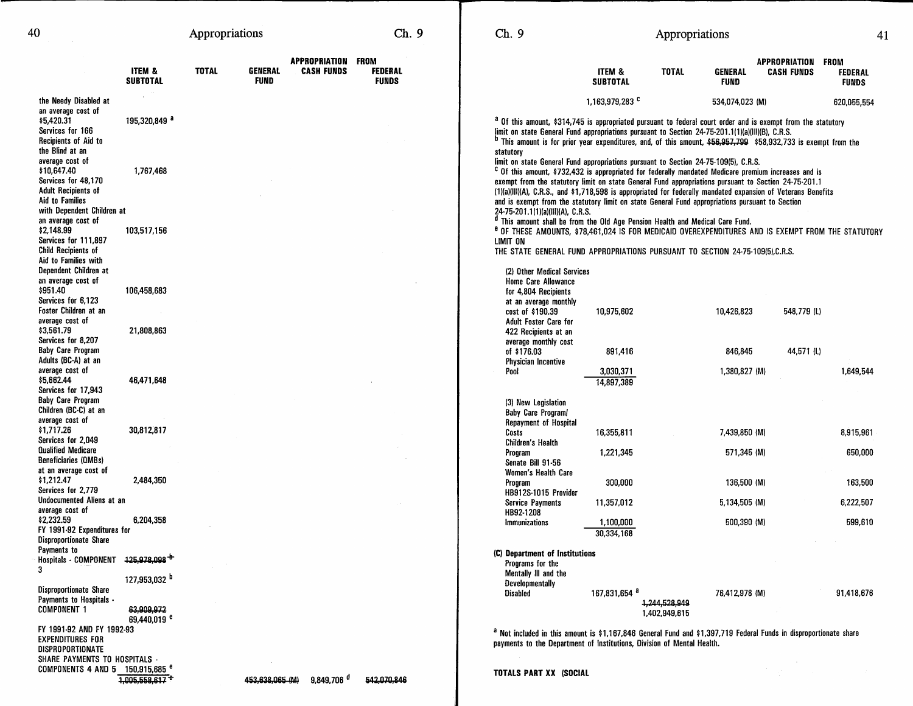| | ITEM & SUBTOTAL | TOTAL | GENERAL FUND | APPROPRIATION FROM CASH FUNDS | FEDERAL FUNDS |
|---|---|---|---|---|---|
| the Needy Disabled at an average cost of $5,420.31 | 195,320,849 [a] | | | | |
| Services for 166 Recipients of Aid to the Blind at an average cost of $10,647.40 | 1,767,468 | | | | |
| Services for 48,170 Adult Recipients of Aid to Families with Dependent Children at an average cost of $2,148.99 | 103,517,156 | | | | |
| Services for 111,897 Child Recipients of Aid to Families with Dependent Children at an average cost of $951.40 | 106,458,683 | | | | |
| Services for 6,123 Foster Children at an average cost of $3,561.79 | 21,808,863 | | | | |
| Services for 8,207 Baby Care Program Adults (BC-A) at an average cost of $5,662.44 | 46,471,648 | | | | |
| Services for 17,943 Baby Care Program Children (BC-C) at an average cost of $1,717.26 | 30,812,817 | | | | |
| Services for 2,049 Qualified Medicare Beneficiaries (QMBs) at an average cost of $1,212.47 | 2,484,350 | | | | |
| Services for 2,779 Undocumented Aliens at an average cost of $2,232.59 | 6,204,358 | | | | |
| FY 1991-92 Expenditures for Disproportionate Share Payments to Hospitals - COMPONENT 3 | ~~125,978,098~~ [b] 127,953,032 [b] | | | | |
| Disproportionate Share Payments to Hospitals - COMPONENT 1 | ~~63,909,972~~ 69,440,019 [e] | | | | |
| FY 1991-92 AND FY 1992-93 EXPENDITURES FOR DISPROPORTIONATE SHARE PAYMENTS TO HOSPITALS - COMPONENTS 4 AND 5 | 150,915,685 [e] | | | | |
| | ~~1,005,558,617~~ [e] | | ~~453,638,065 (M)~~ | 9,849,706 [d] | ~~542,070,846~~ |
| | 1,163,979,283 [c] | | 534,074,023 (M) | | 620,055,554 |

[a] Of this amount, $314,745 is appropriated pursuant to federal court order and is exempt from the statutory limit on state General Fund appropriations pursuant to Section 24-75-201.1(1)(a)(III)(B), C.R.S.
[b] This amount is for prior year expenditures, and, of this amount, ~~$56,957,799~~ $58,932,733 is exempt from the statutory limit on state General Fund appropriations pursuant to Section 24-75-109(5), C.R.S.
[c] Of this amount, $732,432 is appropriated for federally mandated Medicare premium increases and is exempt from the statutory limit on state General Fund appropriations pursuant to Section 24-75-201.1(1)(a)(III)(A), C.R.S., and $1,718,598 is appropriated for federally mandated expansion of Veterans Benefits and is exempt from the statutory limit on state General Fund appropriations pursuant to Section 24-75-201.1(1)(a)(III)(A), C.R.S.
[d] This amount shall be from the Old Age Pension Health and Medical Care Fund.
[e] OF THESE AMOUNTS, $78,461,024 IS FOR MEDICAID OVEREXPENDITURES AND IS EXEMPT FROM THE STATUTORY LIMIT ON THE STATE GENERAL FUND APPROPRIATIONS PURSUANT TO SECTION 24-75-109(5),C.R.S.

| | ITEM & SUBTOTAL | TOTAL | GENERAL FUND | APPROPRIATION FROM CASH FUNDS | FEDERAL FUNDS |
|---|---|---|---|---|---|
| **(2) Other Medical Services** | | | | | |
| Home Care Allowance for 4,804 Recipients at an average monthly cost of $190.39 | 10,975,602 | | 10,426,823 | 548,779 (L) | |
| Adult Foster Care for 422 Recipients at an average monthly cost of $176.03 | 891,416 | | 846,845 | 44,571 (L) | |
| Physician Incentive Pool | 3,030,371 | | 1,380,827 (M) | | 1,649,544 |
| | 14,897,389 | | | | |
| **(3) New Legislation** | | | | | |
| Baby Care Program/ Repayment of Hospital Costs | 16,355,811 | | 7,439,850 (M) | | 8,915,961 |
| Children's Health Program | 1,221,345 | | 571,345 (M) | | 650,000 |
| Senate Bill 91-56 Women's Health Care Program | 300,000 | | 136,500 (M) | | 163,500 |
| HB912S-1015 Provider Service Payments | 11,357,012 | | 5,134,505 (M) | | 6,222,507 |
| HB92-1208 Immunizations | 1,100,000 | | 500,390 (M) | | 599,610 |
| | 30,334,168 | | | | |
| **(C) Department of Institutions** | | | | | |
| Programs for the Mentally Ill and the Developmentally Disabled | 167,831,654 [a] | | 76,412,978 (M) | | 91,418,676 |
| | | ~~1,244,528,949~~ 1,402,949,615 | | | |

[a] Not included in this amount is $1,167,846 General Fund and $1,397,719 Federal Funds in disproportionate share payments to the Department of Institutions, Division of Mental Health.

**TOTALS PART XX (SOCIAL**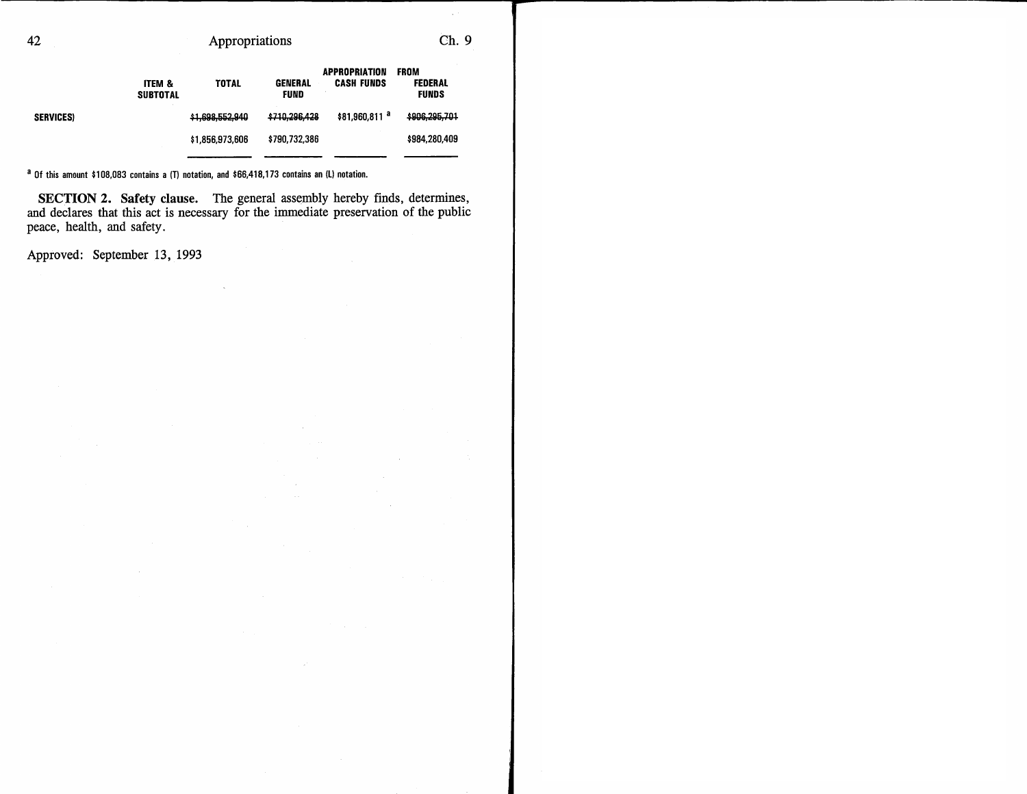| | ITEM & SUBTOTAL | TOTAL | GENERAL FUND | APPROPRIATION FROM CASH FUNDS | FEDERAL FUNDS |
|---|---|---|---|---|---|
| SERVICES) | | ~~$1,698,552,940~~ | ~~$710,296,428~~ | $81,960,811 [a] | ~~$906,295,701~~ |
| | | $1,856,973,606 | $790,732,386 | | $984,280,409 |

[a] Of this amount $108,083 contains a (T) notation, and $66,418,173 contains an (L) notation.

**SECTION 2. Safety clause.** The general assembly hereby finds, determines, and declares that this act is necessary for the immediate preservation of the public peace, health, and safety.

Approved: September 13, 1993